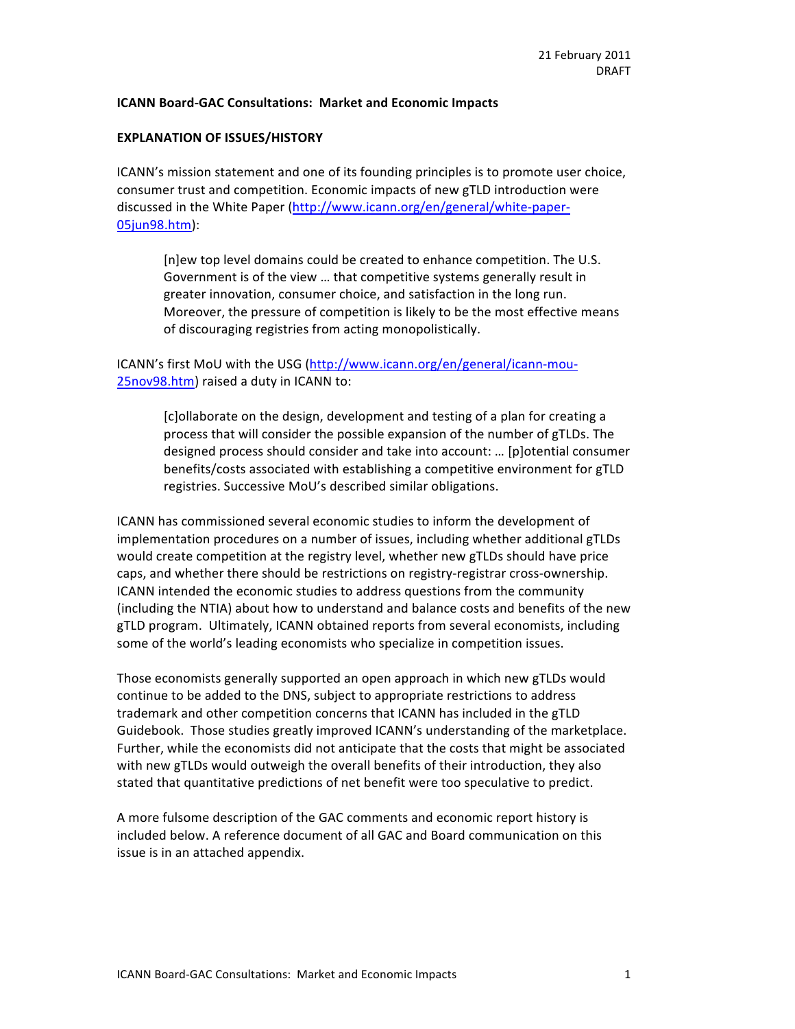21 February 2011
DRAFT

**ICANN Board-GAC Consultations: Market and Economic Impacts**

**EXPLANATION OF ISSUES/HISTORY**

ICANN's mission statement and one of its founding principles is to promote user choice, consumer trust and competition. Economic impacts of new gTLD introduction were discussed in the White Paper (http://www.icann.org/en/general/white-paper-05jun98.htm):

> [n]ew top level domains could be created to enhance competition. The U.S. Government is of the view … that competitive systems generally result in greater innovation, consumer choice, and satisfaction in the long run. Moreover, the pressure of competition is likely to be the most effective means of discouraging registries from acting monopolistically.

ICANN's first MoU with the USG (http://www.icann.org/en/general/icann-mou-25nov98.htm) raised a duty in ICANN to:

> [c]ollaborate on the design, development and testing of a plan for creating a process that will consider the possible expansion of the number of gTLDs. The designed process should consider and take into account: … [p]otential consumer benefits/costs associated with establishing a competitive environment for gTLD registries. Successive MoU's described similar obligations.

ICANN has commissioned several economic studies to inform the development of implementation procedures on a number of issues, including whether additional gTLDs would create competition at the registry level, whether new gTLDs should have price caps, and whether there should be restrictions on registry-registrar cross-ownership. ICANN intended the economic studies to address questions from the community (including the NTIA) about how to understand and balance costs and benefits of the new gTLD program. Ultimately, ICANN obtained reports from several economists, including some of the world's leading economists who specialize in competition issues.

Those economists generally supported an open approach in which new gTLDs would continue to be added to the DNS, subject to appropriate restrictions to address trademark and other competition concerns that ICANN has included in the gTLD Guidebook. Those studies greatly improved ICANN's understanding of the marketplace. Further, while the economists did not anticipate that the costs that might be associated with new gTLDs would outweigh the overall benefits of their introduction, they also stated that quantitative predictions of net benefit were too speculative to predict.

A more fulsome description of the GAC comments and economic report history is included below. A reference document of all GAC and Board communication on this issue is in an attached appendix.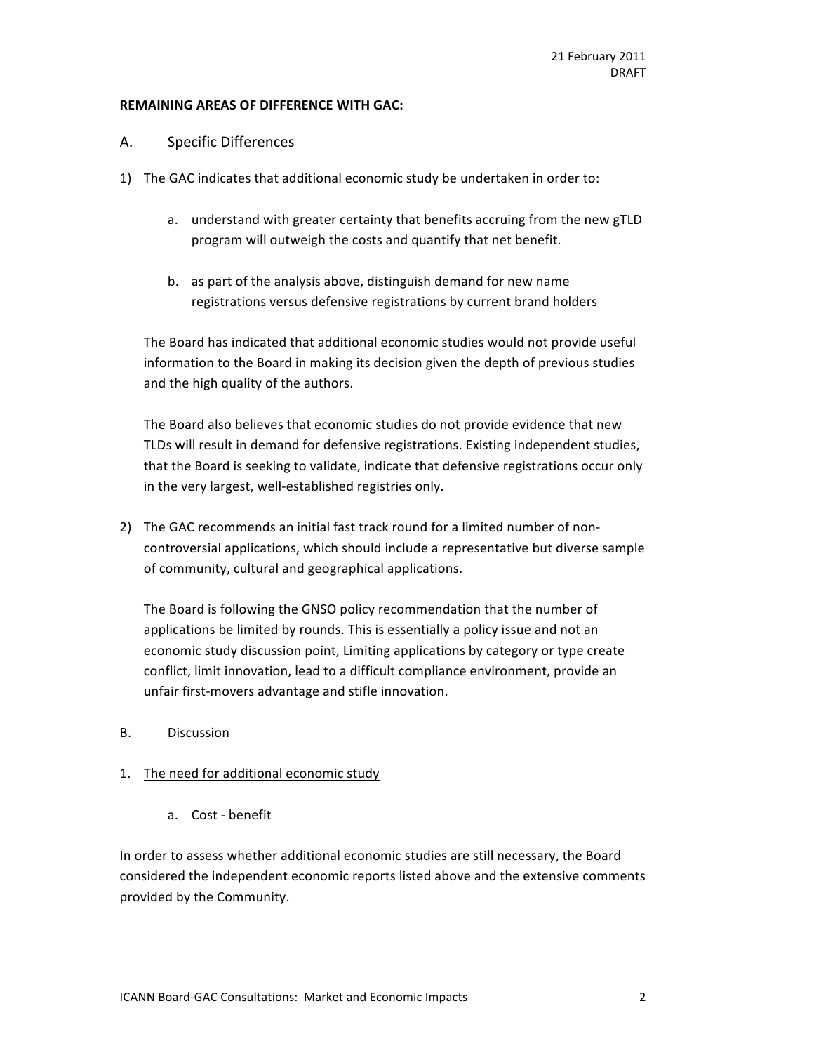21 February 2011
DRAFT

**REMAINING AREAS OF DIFFERENCE WITH GAC:**

## A. Specific Differences

1) The GAC indicates that additional economic study be undertaken in order to:

    a. understand with greater certainty that benefits accruing from the new gTLD program will outweigh the costs and quantify that net benefit.

    b. as part of the analysis above, distinguish demand for new name registrations versus defensive registrations by current brand holders

    The Board has indicated that additional economic studies would not provide useful information to the Board in making its decision given the depth of previous studies and the high quality of the authors.

    The Board also believes that economic studies do not provide evidence that new TLDs will result in demand for defensive registrations. Existing independent studies, that the Board is seeking to validate, indicate that defensive registrations occur only in the very largest, well-established registries only.

2) The GAC recommends an initial fast track round for a limited number of non-controversial applications, which should include a representative but diverse sample of community, cultural and geographical applications.

    The Board is following the GNSO policy recommendation that the number of applications be limited by rounds. This is essentially a policy issue and not an economic study discussion point, Limiting applications by category or type create conflict, limit innovation, lead to a difficult compliance environment, provide an unfair first-movers advantage and stifle innovation.

## B. Discussion

1. <u>The need for additional economic study</u>

    a. Cost - benefit

In order to assess whether additional economic studies are still necessary, the Board considered the independent economic reports listed above and the extensive comments provided by the Community.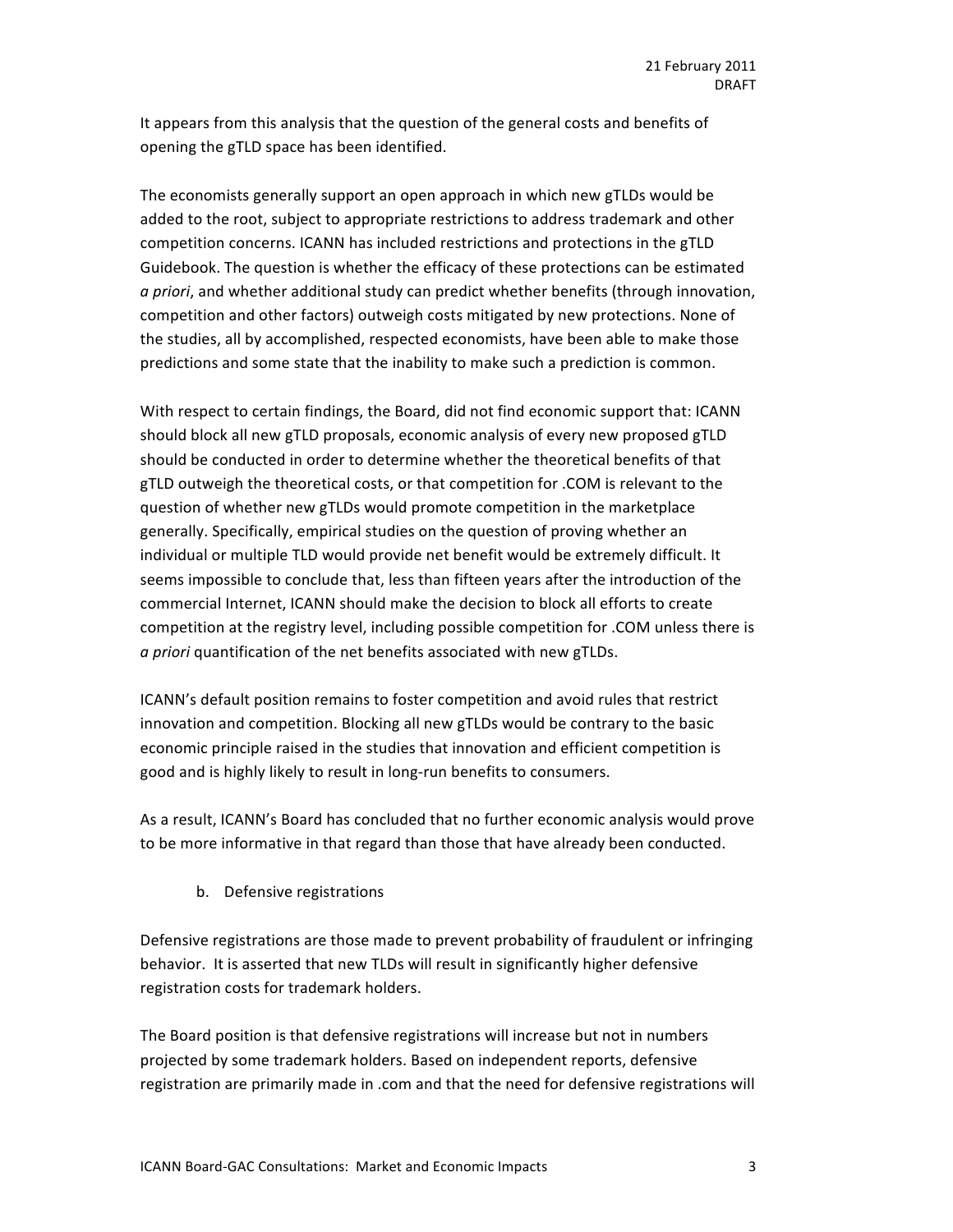It appears from this analysis that the question of the general costs and benefits of opening the gTLD space has been identified.

The economists generally support an open approach in which new gTLDs would be added to the root, subject to appropriate restrictions to address trademark and other competition concerns. ICANN has included restrictions and protections in the gTLD Guidebook. The question is whether the efficacy of these protections can be estimated *a priori*, and whether additional study can predict whether benefits (through innovation, competition and other factors) outweigh costs mitigated by new protections. None of the studies, all by accomplished, respected economists, have been able to make those predictions and some state that the inability to make such a prediction is common.

With respect to certain findings, the Board, did not find economic support that: ICANN should block all new gTLD proposals, economic analysis of every new proposed gTLD should be conducted in order to determine whether the theoretical benefits of that gTLD outweigh the theoretical costs, or that competition for .COM is relevant to the question of whether new gTLDs would promote competition in the marketplace generally. Specifically, empirical studies on the question of proving whether an individual or multiple TLD would provide net benefit would be extremely difficult. It seems impossible to conclude that, less than fifteen years after the introduction of the commercial Internet, ICANN should make the decision to block all efforts to create competition at the registry level, including possible competition for .COM unless there is *a priori* quantification of the net benefits associated with new gTLDs.

ICANN's default position remains to foster competition and avoid rules that restrict innovation and competition. Blocking all new gTLDs would be contrary to the basic economic principle raised in the studies that innovation and efficient competition is good and is highly likely to result in long-run benefits to consumers.

As a result, ICANN's Board has concluded that no further economic analysis would prove to be more informative in that regard than those that have already been conducted.

b. Defensive registrations

Defensive registrations are those made to prevent probability of fraudulent or infringing behavior. It is asserted that new TLDs will result in significantly higher defensive registration costs for trademark holders.

The Board position is that defensive registrations will increase but not in numbers projected by some trademark holders. Based on independent reports, defensive registration are primarily made in .com and that the need for defensive registrations will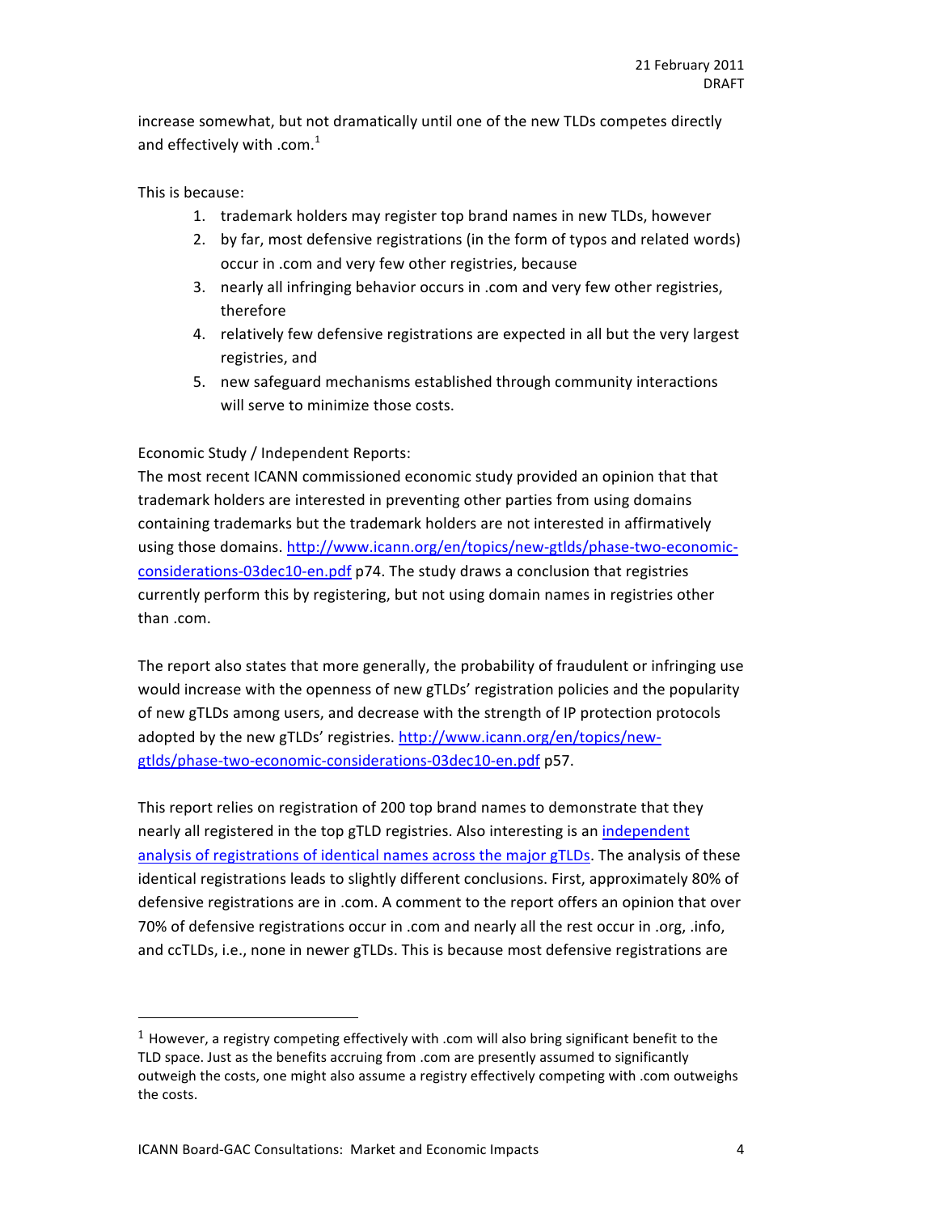increase somewhat, but not dramatically until one of the new TLDs competes directly and effectively with .com.[1]

This is because:

1. trademark holders may register top brand names in new TLDs, however
2. by far, most defensive registrations (in the form of typos and related words) occur in .com and very few other registries, because
3. nearly all infringing behavior occurs in .com and very few other registries, therefore
4. relatively few defensive registrations are expected in all but the very largest registries, and
5. new safeguard mechanisms established through community interactions will serve to minimize those costs.

Economic Study / Independent Reports:

The most recent ICANN commissioned economic study provided an opinion that that trademark holders are interested in preventing other parties from using domains containing trademarks but the trademark holders are not interested in affirmatively using those domains. [http://www.icann.org/en/topics/new-gtlds/phase-two-economic-considerations-03dec10-en.pdf](http://www.icann.org/en/topics/new-gtlds/phase-two-economic-considerations-03dec10-en.pdf) p74. The study draws a conclusion that registries currently perform this by registering, but not using domain names in registries other than .com.

The report also states that more generally, the probability of fraudulent or infringing use would increase with the openness of new gTLDs' registration policies and the popularity of new gTLDs among users, and decrease with the strength of IP protection protocols adopted by the new gTLDs' registries. [http://www.icann.org/en/topics/new-gtlds/phase-two-economic-considerations-03dec10-en.pdf](http://www.icann.org/en/topics/new-gtlds/phase-two-economic-considerations-03dec10-en.pdf) p57.

This report relies on registration of 200 top brand names to demonstrate that they nearly all registered in the top gTLD registries. Also interesting is an independent analysis of registrations of identical names across the major gTLDs. The analysis of these identical registrations leads to slightly different conclusions. First, approximately 80% of defensive registrations are in .com. A comment to the report offers an opinion that over 70% of defensive registrations occur in .com and nearly all the rest occur in .org, .info, and ccTLDs, i.e., none in newer gTLDs. This is because most defensive registrations are

---

[1] However, a registry competing effectively with .com will also bring significant benefit to the TLD space. Just as the benefits accruing from .com are presently assumed to significantly outweigh the costs, one might also assume a registry effectively competing with .com outweighs the costs.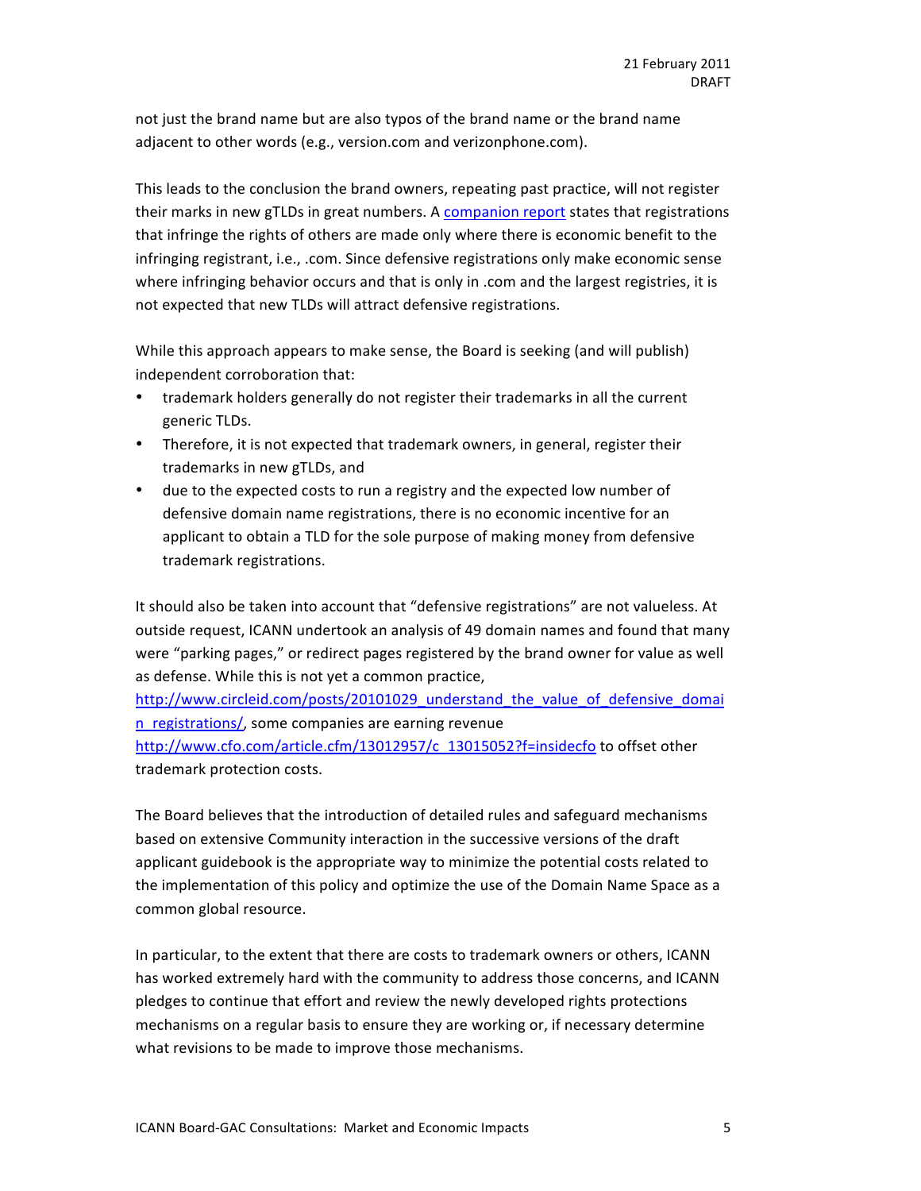not just the brand name but are also typos of the brand name or the brand name adjacent to other words (e.g., version.com and verizonphone.com).

This leads to the conclusion the brand owners, repeating past practice, will not register their marks in new gTLDs in great numbers. A companion report states that registrations that infringe the rights of others are made only where there is economic benefit to the infringing registrant, i.e., .com. Since defensive registrations only make economic sense where infringing behavior occurs and that is only in .com and the largest registries, it is not expected that new TLDs will attract defensive registrations.

While this approach appears to make sense, the Board is seeking (and will publish) independent corroboration that:

- trademark holders generally do not register their trademarks in all the current generic TLDs.
- Therefore, it is not expected that trademark owners, in general, register their trademarks in new gTLDs, and
- due to the expected costs to run a registry and the expected low number of defensive domain name registrations, there is no economic incentive for an applicant to obtain a TLD for the sole purpose of making money from defensive trademark registrations.

It should also be taken into account that "defensive registrations" are not valueless. At outside request, ICANN undertook an analysis of 49 domain names and found that many were "parking pages," or redirect pages registered by the brand owner for value as well as defense. While this is not yet a common practice, http://www.circleid.com/posts/20101029_understand_the_value_of_defensive_domain_registrations/, some companies are earning revenue http://www.cfo.com/article.cfm/13012957/c_13015052?f=insidecfo to offset other trademark protection costs.

The Board believes that the introduction of detailed rules and safeguard mechanisms based on extensive Community interaction in the successive versions of the draft applicant guidebook is the appropriate way to minimize the potential costs related to the implementation of this policy and optimize the use of the Domain Name Space as a common global resource.

In particular, to the extent that there are costs to trademark owners or others, ICANN has worked extremely hard with the community to address those concerns, and ICANN pledges to continue that effort and review the newly developed rights protections mechanisms on a regular basis to ensure they are working or, if necessary determine what revisions to be made to improve those mechanisms.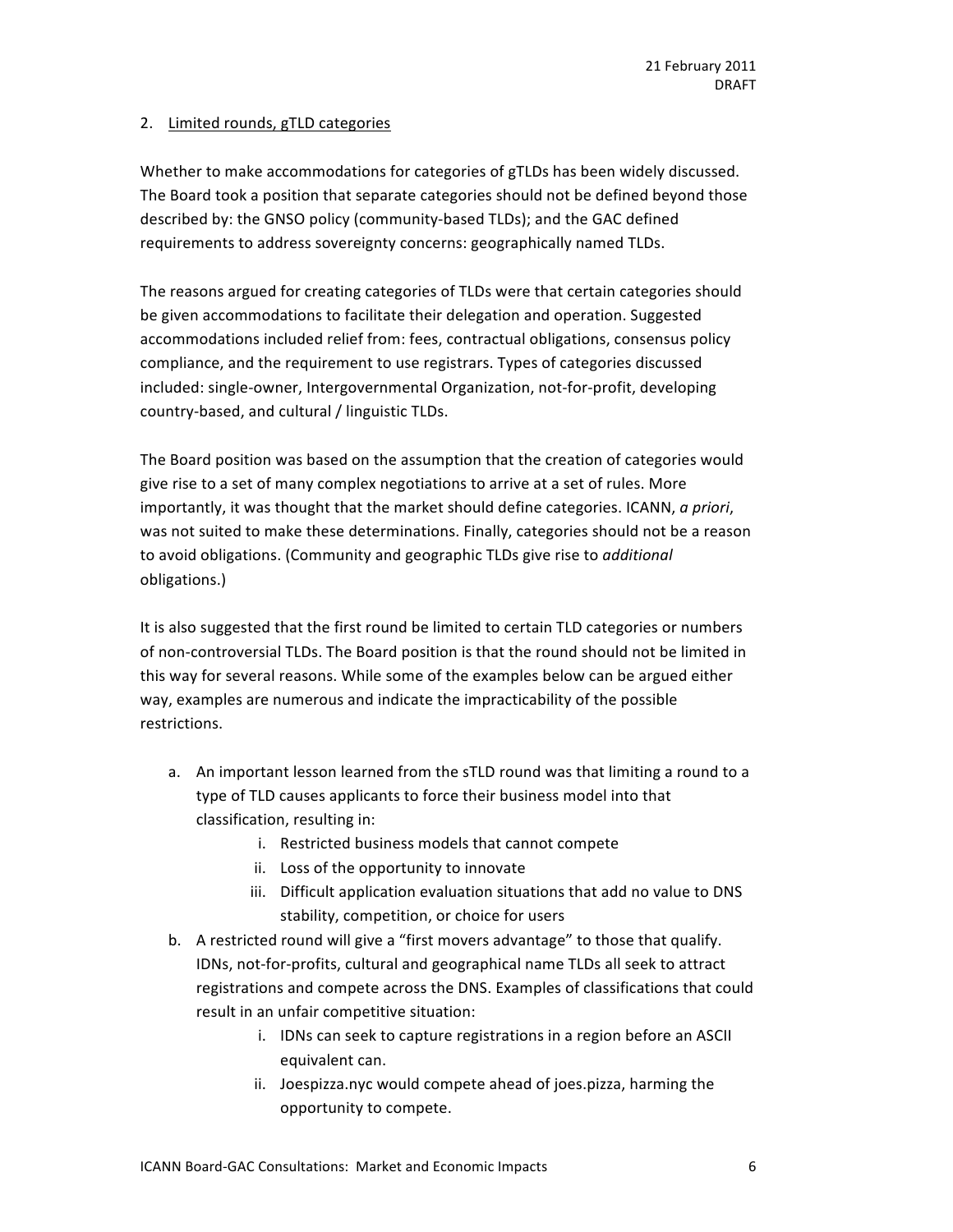2. Limited rounds, gTLD categories

Whether to make accommodations for categories of gTLDs has been widely discussed. The Board took a position that separate categories should not be defined beyond those described by: the GNSO policy (community-based TLDs); and the GAC defined requirements to address sovereignty concerns: geographically named TLDs.

The reasons argued for creating categories of TLDs were that certain categories should be given accommodations to facilitate their delegation and operation. Suggested accommodations included relief from: fees, contractual obligations, consensus policy compliance, and the requirement to use registrars. Types of categories discussed included: single-owner, Intergovernmental Organization, not-for-profit, developing country-based, and cultural / linguistic TLDs.

The Board position was based on the assumption that the creation of categories would give rise to a set of many complex negotiations to arrive at a set of rules. More importantly, it was thought that the market should define categories. ICANN, *a priori*, was not suited to make these determinations. Finally, categories should not be a reason to avoid obligations. (Community and geographic TLDs give rise to *additional* obligations.)

It is also suggested that the first round be limited to certain TLD categories or numbers of non-controversial TLDs. The Board position is that the round should not be limited in this way for several reasons. While some of the examples below can be argued either way, examples are numerous and indicate the impracticability of the possible restrictions.

a. An important lesson learned from the sTLD round was that limiting a round to a type of TLD causes applicants to force their business model into that classification, resulting in:
   i. Restricted business models that cannot compete
   ii. Loss of the opportunity to innovate
   iii. Difficult application evaluation situations that add no value to DNS stability, competition, or choice for users
b. A restricted round will give a "first movers advantage" to those that qualify. IDNs, not-for-profits, cultural and geographical name TLDs all seek to attract registrations and compete across the DNS. Examples of classifications that could result in an unfair competitive situation:
   i. IDNs can seek to capture registrations in a region before an ASCII equivalent can.
   ii. Joespizza.nyc would compete ahead of joes.pizza, harming the opportunity to compete.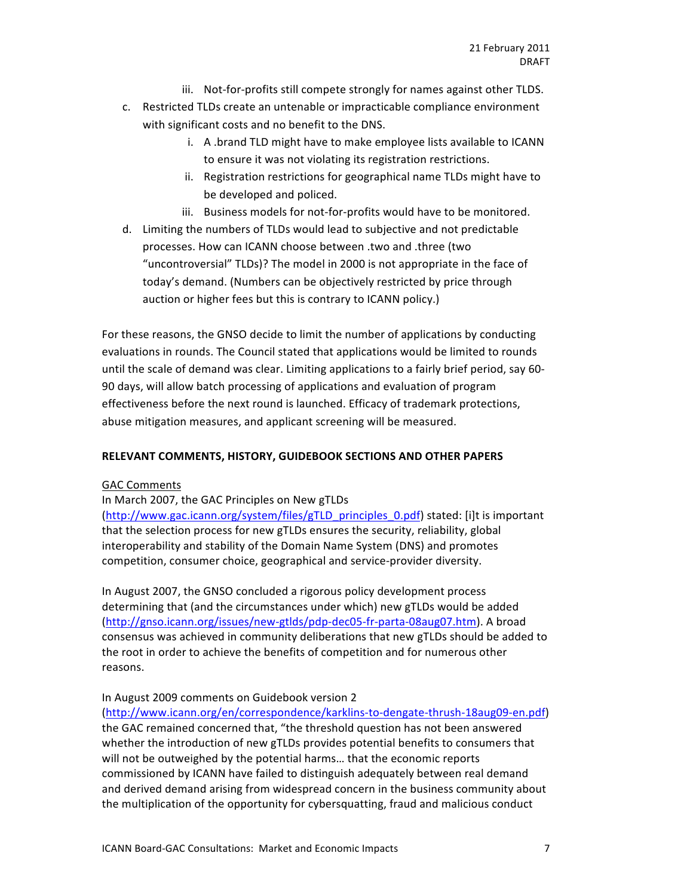iii. Not-for-profits still compete strongly for names against other TLDS.

c. Restricted TLDs create an untenable or impracticable compliance environment with significant costs and no benefit to the DNS.
   i. A .brand TLD might have to make employee lists available to ICANN to ensure it was not violating its registration restrictions.
   ii. Registration restrictions for geographical name TLDs might have to be developed and policed.
   iii. Business models for not-for-profits would have to be monitored.

d. Limiting the numbers of TLDs would lead to subjective and not predictable processes. How can ICANN choose between .two and .three (two "uncontroversial" TLDs)? The model in 2000 is not appropriate in the face of today's demand. (Numbers can be objectively restricted by price through auction or higher fees but this is contrary to ICANN policy.)

For these reasons, the GNSO decide to limit the number of applications by conducting evaluations in rounds. The Council stated that applications would be limited to rounds until the scale of demand was clear. Limiting applications to a fairly brief period, say 60-90 days, will allow batch processing of applications and evaluation of program effectiveness before the next round is launched. Efficacy of trademark protections, abuse mitigation measures, and applicant screening will be measured.

**RELEVANT COMMENTS, HISTORY, GUIDEBOOK SECTIONS AND OTHER PAPERS**

GAC Comments

In March 2007, the GAC Principles on New gTLDs (http://www.gac.icann.org/system/files/gTLD_principles_0.pdf) stated: [i]t is important that the selection process for new gTLDs ensures the security, reliability, global interoperability and stability of the Domain Name System (DNS) and promotes competition, consumer choice, geographical and service-provider diversity.

In August 2007, the GNSO concluded a rigorous policy development process determining that (and the circumstances under which) new gTLDs would be added (http://gnso.icann.org/issues/new-gtlds/pdp-dec05-fr-parta-08aug07.htm). A broad consensus was achieved in community deliberations that new gTLDs should be added to the root in order to achieve the benefits of competition and for numerous other reasons.

In August 2009 comments on Guidebook version 2 (http://www.icann.org/en/correspondence/karklins-to-dengate-thrush-18aug09-en.pdf) the GAC remained concerned that, "the threshold question has not been answered whether the introduction of new gTLDs provides potential benefits to consumers that will not be outweighed by the potential harms… that the economic reports commissioned by ICANN have failed to distinguish adequately between real demand and derived demand arising from widespread concern in the business community about the multiplication of the opportunity for cybersquatting, fraud and malicious conduct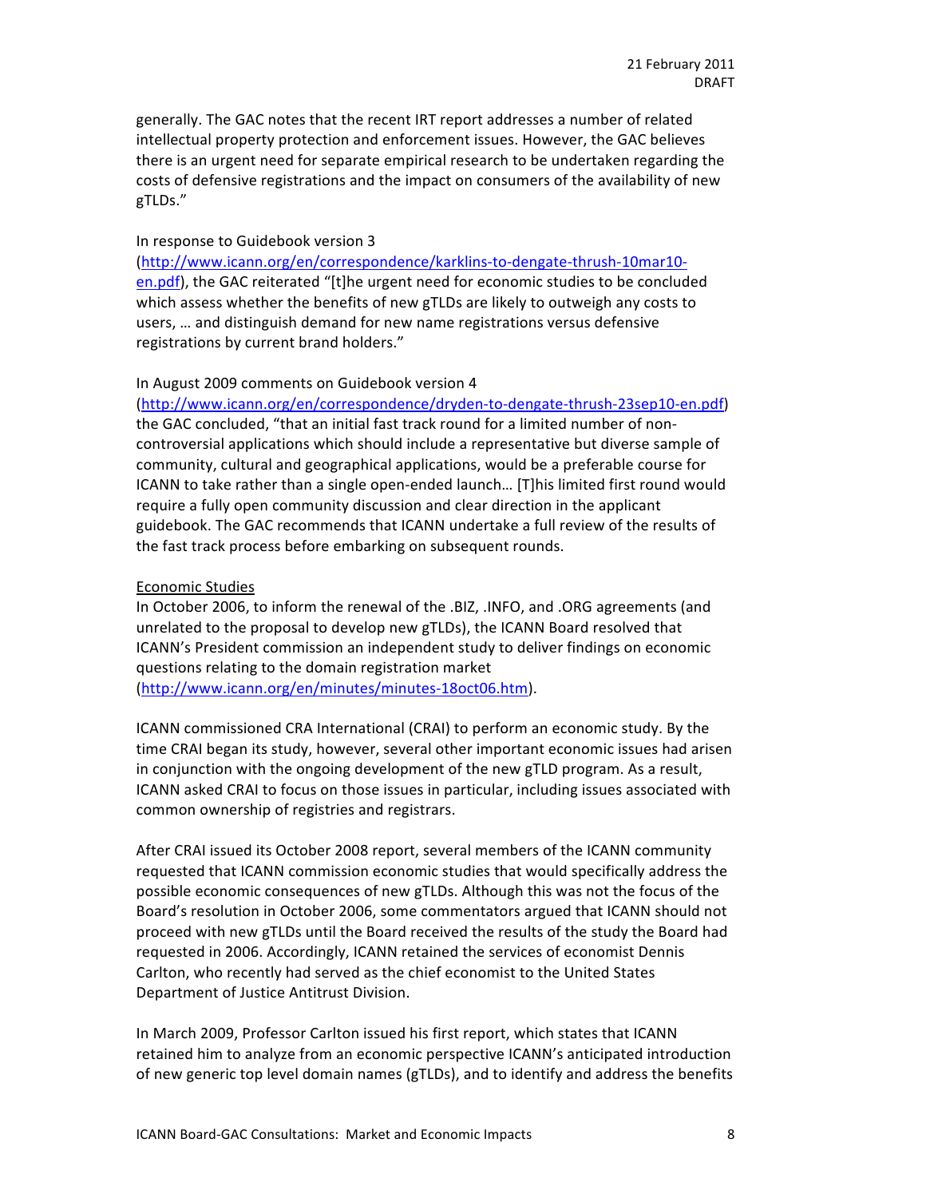generally. The GAC notes that the recent IRT report addresses a number of related intellectual property protection and enforcement issues. However, the GAC believes there is an urgent need for separate empirical research to be undertaken regarding the costs of defensive registrations and the impact on consumers of the availability of new gTLDs."

In response to Guidebook version 3 (http://www.icann.org/en/correspondence/karklins-to-dengate-thrush-10mar10-en.pdf), the GAC reiterated "[t]he urgent need for economic studies to be concluded which assess whether the benefits of new gTLDs are likely to outweigh any costs to users, … and distinguish demand for new name registrations versus defensive registrations by current brand holders."

In August 2009 comments on Guidebook version 4 (http://www.icann.org/en/correspondence/dryden-to-dengate-thrush-23sep10-en.pdf) the GAC concluded, "that an initial fast track round for a limited number of non-controversial applications which should include a representative but diverse sample of community, cultural and geographical applications, would be a preferable course for ICANN to take rather than a single open-ended launch… [T]his limited first round would require a fully open community discussion and clear direction in the applicant guidebook. The GAC recommends that ICANN undertake a full review of the results of the fast track process before embarking on subsequent rounds.

Economic Studies

In October 2006, to inform the renewal of the .BIZ, .INFO, and .ORG agreements (and unrelated to the proposal to develop new gTLDs), the ICANN Board resolved that ICANN's President commission an independent study to deliver findings on economic questions relating to the domain registration market (http://www.icann.org/en/minutes/minutes-18oct06.htm).

ICANN commissioned CRA International (CRAI) to perform an economic study. By the time CRAI began its study, however, several other important economic issues had arisen in conjunction with the ongoing development of the new gTLD program. As a result, ICANN asked CRAI to focus on those issues in particular, including issues associated with common ownership of registries and registrars.

After CRAI issued its October 2008 report, several members of the ICANN community requested that ICANN commission economic studies that would specifically address the possible economic consequences of new gTLDs. Although this was not the focus of the Board's resolution in October 2006, some commentators argued that ICANN should not proceed with new gTLDs until the Board received the results of the study the Board had requested in 2006. Accordingly, ICANN retained the services of economist Dennis Carlton, who recently had served as the chief economist to the United States Department of Justice Antitrust Division.

In March 2009, Professor Carlton issued his first report, which states that ICANN retained him to analyze from an economic perspective ICANN's anticipated introduction of new generic top level domain names (gTLDs), and to identify and address the benefits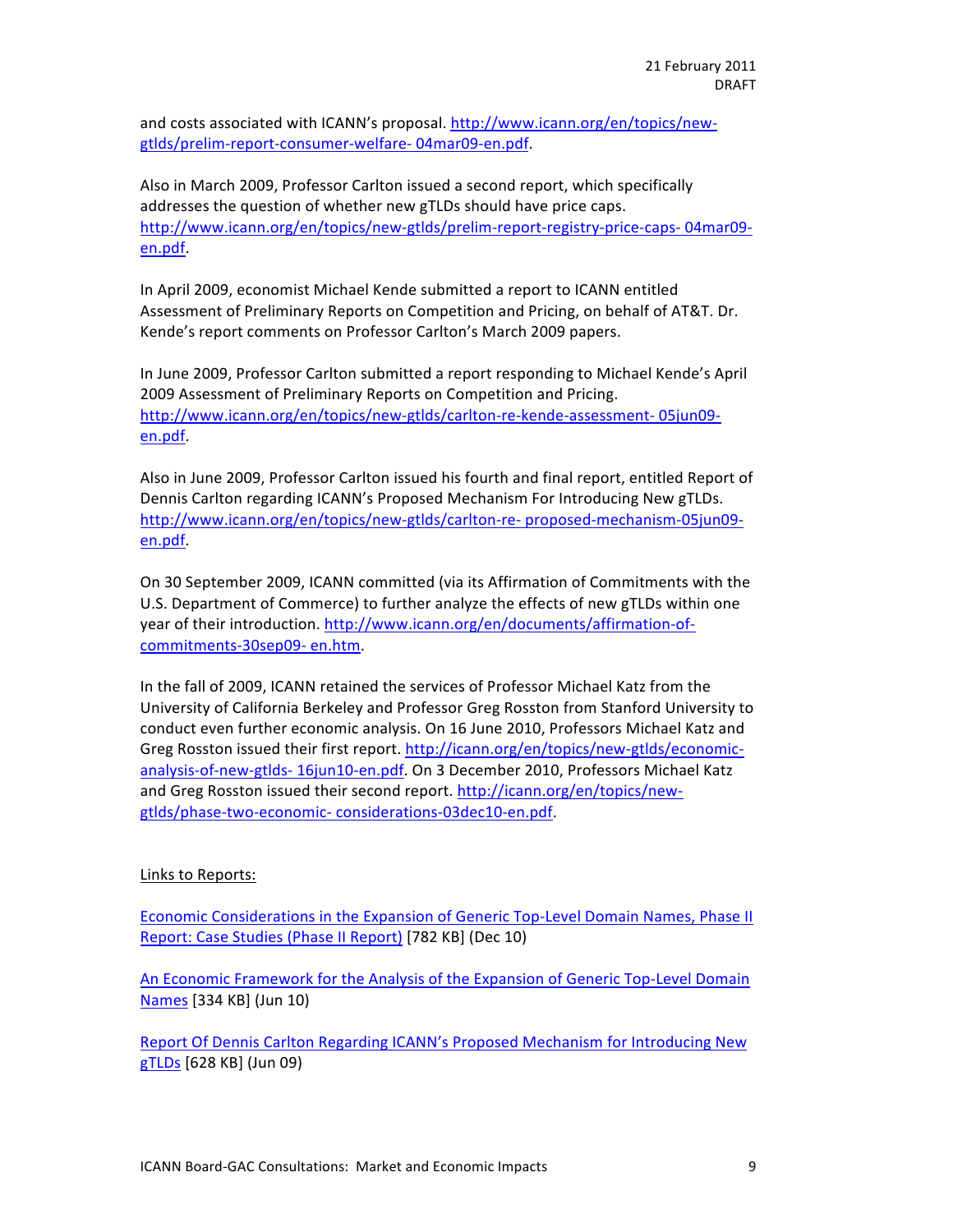and costs associated with ICANN's proposal. [http://www.icann.org/en/topics/new-gtlds/prelim-report-consumer-welfare- 04mar09-en.pdf](http://www.icann.org/en/topics/new-gtlds/prelim-report-consumer-welfare-04mar09-en.pdf).

Also in March 2009, Professor Carlton issued a second report, which specifically addresses the question of whether new gTLDs should have price caps. [http://www.icann.org/en/topics/new-gtlds/prelim-report-registry-price-caps- 04mar09-en.pdf](http://www.icann.org/en/topics/new-gtlds/prelim-report-registry-price-caps-04mar09-en.pdf).

In April 2009, economist Michael Kende submitted a report to ICANN entitled Assessment of Preliminary Reports on Competition and Pricing, on behalf of AT&T. Dr. Kende's report comments on Professor Carlton's March 2009 papers.

In June 2009, Professor Carlton submitted a report responding to Michael Kende's April 2009 Assessment of Preliminary Reports on Competition and Pricing. [http://www.icann.org/en/topics/new-gtlds/carlton-re-kende-assessment- 05jun09-en.pdf](http://www.icann.org/en/topics/new-gtlds/carlton-re-kende-assessment-05jun09-en.pdf).

Also in June 2009, Professor Carlton issued his fourth and final report, entitled Report of Dennis Carlton regarding ICANN's Proposed Mechanism For Introducing New gTLDs. [http://www.icann.org/en/topics/new-gtlds/carlton-re- proposed-mechanism-05jun09-en.pdf](http://www.icann.org/en/topics/new-gtlds/carlton-re-proposed-mechanism-05jun09-en.pdf).

On 30 September 2009, ICANN committed (via its Affirmation of Commitments with the U.S. Department of Commerce) to further analyze the effects of new gTLDs within one year of their introduction. [http://www.icann.org/en/documents/affirmation-of-commitments-30sep09- en.htm](http://www.icann.org/en/documents/affirmation-of-commitments-30sep09-en.htm).

In the fall of 2009, ICANN retained the services of Professor Michael Katz from the University of California Berkeley and Professor Greg Rosston from Stanford University to conduct even further economic analysis. On 16 June 2010, Professors Michael Katz and Greg Rosston issued their first report. [http://icann.org/en/topics/new-gtlds/economic-analysis-of-new-gtlds- 16jun10-en.pdf](http://icann.org/en/topics/new-gtlds/economic-analysis-of-new-gtlds-16jun10-en.pdf). On 3 December 2010, Professors Michael Katz and Greg Rosston issued their second report. [http://icann.org/en/topics/new-gtlds/phase-two-economic- considerations-03dec10-en.pdf](http://icann.org/en/topics/new-gtlds/phase-two-economic-considerations-03dec10-en.pdf).

Links to Reports:

Economic Considerations in the Expansion of Generic Top-Level Domain Names, Phase II Report: Case Studies (Phase II Report) [782 KB] (Dec 10)

An Economic Framework for the Analysis of the Expansion of Generic Top-Level Domain Names [334 KB] (Jun 10)

Report Of Dennis Carlton Regarding ICANN's Proposed Mechanism for Introducing New gTLDs [628 KB] (Jun 09)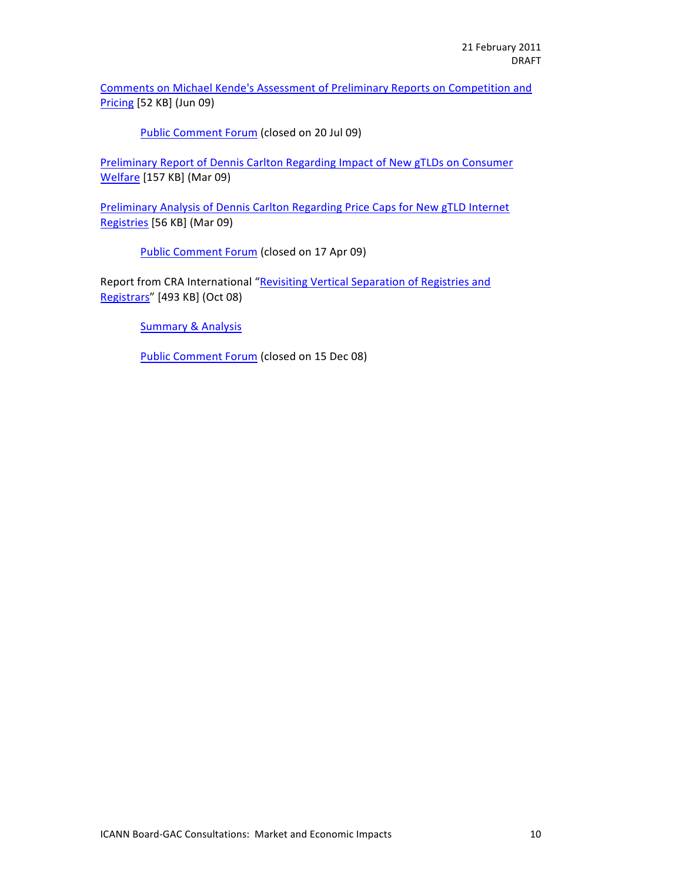Comments on Michael Kende's Assessment of Preliminary Reports on Competition and Pricing [52 KB] (Jun 09)

> Public Comment Forum (closed on 20 Jul 09)

Preliminary Report of Dennis Carlton Regarding Impact of New gTLDs on Consumer Welfare [157 KB] (Mar 09)

Preliminary Analysis of Dennis Carlton Regarding Price Caps for New gTLD Internet Registries [56 KB] (Mar 09)

> Public Comment Forum (closed on 17 Apr 09)

Report from CRA International "Revisiting Vertical Separation of Registries and Registrars" [493 KB] (Oct 08)

> Summary & Analysis
>
> Public Comment Forum (closed on 15 Dec 08)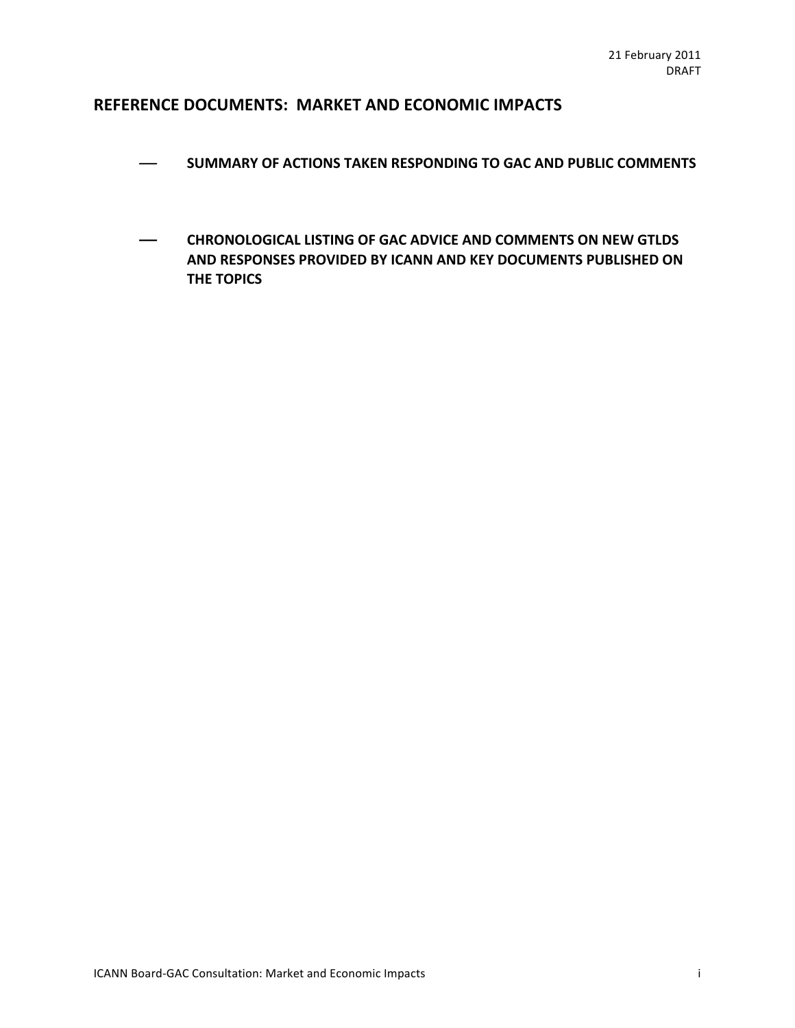21 February 2011
DRAFT

## REFERENCE DOCUMENTS: MARKET AND ECONOMIC IMPACTS

- **SUMMARY OF ACTIONS TAKEN RESPONDING TO GAC AND PUBLIC COMMENTS**

- **CHRONOLOGICAL LISTING OF GAC ADVICE AND COMMENTS ON NEW GTLDS AND RESPONSES PROVIDED BY ICANN AND KEY DOCUMENTS PUBLISHED ON THE TOPICS**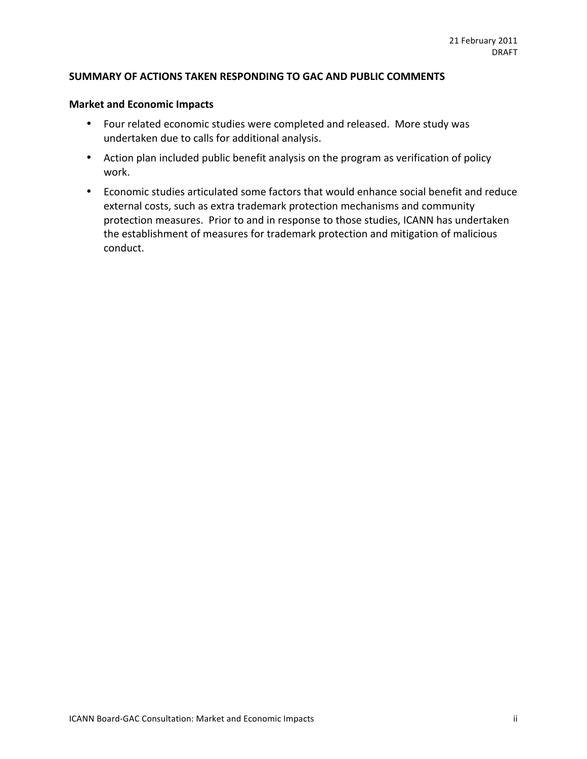21 February 2011
DRAFT

## SUMMARY OF ACTIONS TAKEN RESPONDING TO GAC AND PUBLIC COMMENTS

### Market and Economic Impacts

- Four related economic studies were completed and released. More study was undertaken due to calls for additional analysis.
- Action plan included public benefit analysis on the program as verification of policy work.
- Economic studies articulated some factors that would enhance social benefit and reduce external costs, such as extra trademark protection mechanisms and community protection measures. Prior to and in response to those studies, ICANN has undertaken the establishment of measures for trademark protection and mitigation of malicious conduct.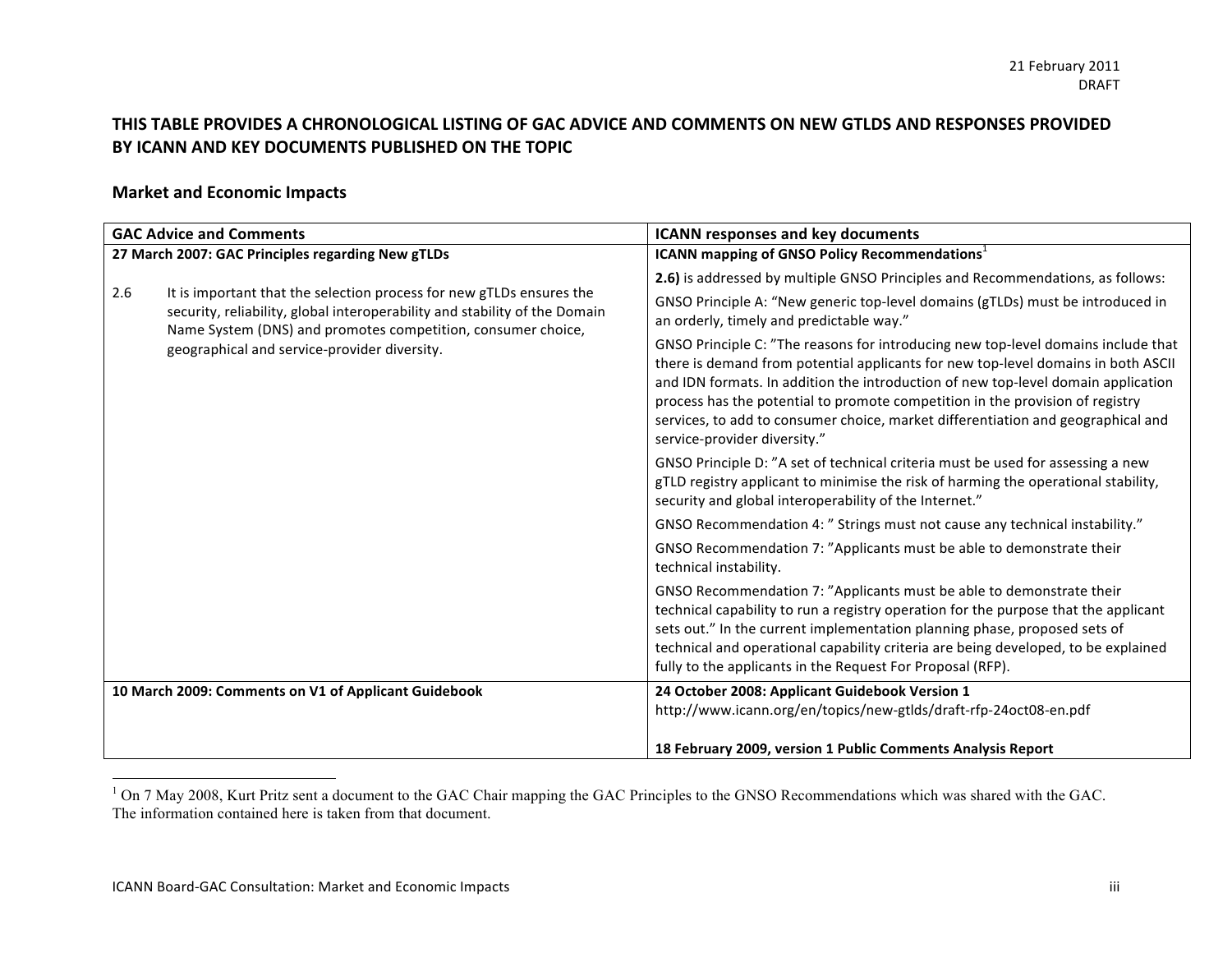21 February 2011
DRAFT

## THIS TABLE PROVIDES A CHRONOLOGICAL LISTING OF GAC ADVICE AND COMMENTS ON NEW GTLDS AND RESPONSES PROVIDED BY ICANN AND KEY DOCUMENTS PUBLISHED ON THE TOPIC

### Market and Economic Impacts

| GAC Advice and Comments | ICANN responses and key documents |
|---|---|
| **27 March 2007: GAC Principles regarding New gTLDs** | **ICANN mapping of GNSO Policy Recommendations**[1] |
| 2.6 It is important that the selection process for new gTLDs ensures the security, reliability, global interoperability and stability of the Domain Name System (DNS) and promotes competition, consumer choice, geographical and service-provider diversity. | **2.6)** is addressed by multiple GNSO Principles and Recommendations, as follows:<br><br>GNSO Principle A: "New generic top-level domains (gTLDs) must be introduced in an orderly, timely and predictable way."<br><br>GNSO Principle C: "The reasons for introducing new top-level domains include that there is demand from potential applicants for new top-level domains in both ASCII and IDN formats. In addition the introduction of new top-level domain application process has the potential to promote competition in the provision of registry services, to add to consumer choice, market differentiation and geographical and service-provider diversity."<br><br>GNSO Principle D: "A set of technical criteria must be used for assessing a new gTLD registry applicant to minimise the risk of harming the operational stability, security and global interoperability of the Internet."<br><br>GNSO Recommendation 4: " Strings must not cause any technical instability."<br><br>GNSO Recommendation 7: "Applicants must be able to demonstrate their technical instability.<br><br>GNSO Recommendation 7: "Applicants must be able to demonstrate their technical capability to run a registry operation for the purpose that the applicant sets out." In the current implementation planning phase, proposed sets of technical and operational capability criteria are being developed, to be explained fully to the applicants in the Request For Proposal (RFP). |
| **10 March 2009: Comments on V1 of Applicant Guidebook** | **24 October 2008: Applicant Guidebook Version 1**<br>http://www.icann.org/en/topics/new-gtlds/draft-rfp-24oct08-en.pdf<br><br>**18 February 2009, version 1 Public Comments Analysis Report** |

[1] On 7 May 2008, Kurt Pritz sent a document to the GAC Chair mapping the GAC Principles to the GNSO Recommendations which was shared with the GAC. The information contained here is taken from that document.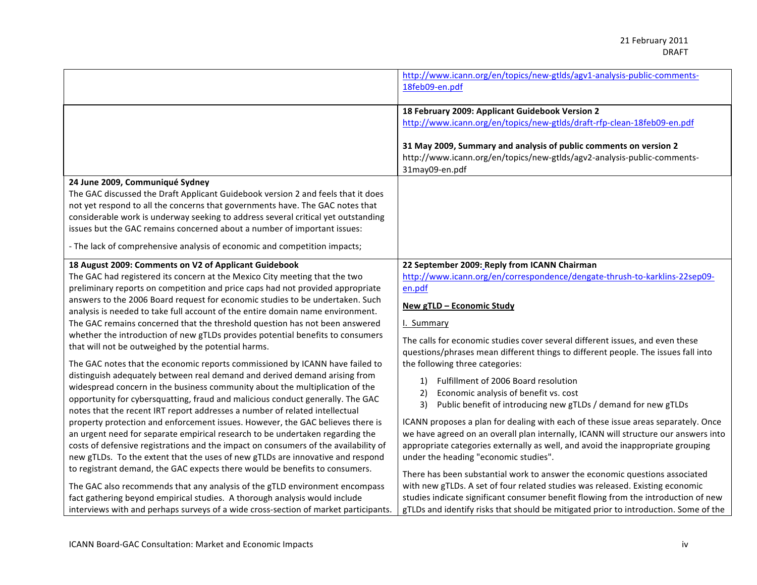| | |
|---|---|
| | http://www.icann.org/en/topics/new-gtlds/agv1-analysis-public-comments-18feb09-en.pdf |
| | **18 February 2009: Applicant Guidebook Version 2**<br>http://www.icann.org/en/topics/new-gtlds/draft-rfp-clean-18feb09-en.pdf<br><br>**31 May 2009, Summary and analysis of public comments on version 2**<br>http://www.icann.org/en/topics/new-gtlds/agv2-analysis-public-comments-31may09-en.pdf |
| **24 June 2009, Communiqué Sydney**<br>The GAC discussed the Draft Applicant Guidebook version 2 and feels that it does not yet respond to all the concerns that governments have. The GAC notes that considerable work is underway seeking to address several critical yet outstanding issues but the GAC remains concerned about a number of important issues:<br><br>- The lack of comprehensive analysis of economic and competition impacts; | |
| **18 August 2009: Comments on V2 of Applicant Guidebook**<br>The GAC had registered its concern at the Mexico City meeting that the two preliminary reports on competition and price caps had not provided appropriate answers to the 2006 Board request for economic studies to be undertaken. Such analysis is needed to take full account of the entire domain name environment. The GAC remains concerned that the threshold question has not been answered whether the introduction of new gTLDs provides potential benefits to consumers that will not be outweighed by the potential harms.<br><br>The GAC notes that the economic reports commissioned by ICANN have failed to distinguish adequately between real demand and derived demand arising from widespread concern in the business community about the multiplication of the opportunity for cybersquatting, fraud and malicious conduct generally. The GAC notes that the recent IRT report addresses a number of related intellectual property protection and enforcement issues. However, the GAC believes there is an urgent need for separate empirical research to be undertaken regarding the costs of defensive registrations and the impact on consumers of the availability of new gTLDs. To the extent that the uses of new gTLDs are innovative and respond to registrant demand, the GAC expects there would be benefits to consumers.<br><br>The GAC also recommends that any analysis of the gTLD environment encompass fact gathering beyond empirical studies. A thorough analysis would include interviews with and perhaps surveys of a wide cross-section of market participants. | **22 September 2009: Reply from ICANN Chairman**<br>http://www.icann.org/en/correspondence/dengate-thrush-to-karklins-22sep09-en.pdf<br><br>**New gTLD – Economic Study**<br><br>I. Summary<br><br>The calls for economic studies cover several different issues, and even these questions/phrases mean different things to different people. The issues fall into the following three categories:<br><br>1) Fulfillment of 2006 Board resolution<br>2) Economic analysis of benefit vs. cost<br>3) Public benefit of introducing new gTLDs / demand for new gTLDs<br><br>ICANN proposes a plan for dealing with each of these issue areas separately. Once we have agreed on an overall plan internally, ICANN will structure our answers into appropriate categories externally as well, and avoid the inappropriate grouping under the heading "economic studies".<br><br>There has been substantial work to answer the economic questions associated with new gTLDs. A set of four related studies was released. Existing economic studies indicate significant consumer benefit flowing from the introduction of new gTLDs and identify risks that should be mitigated prior to introduction. Some of the |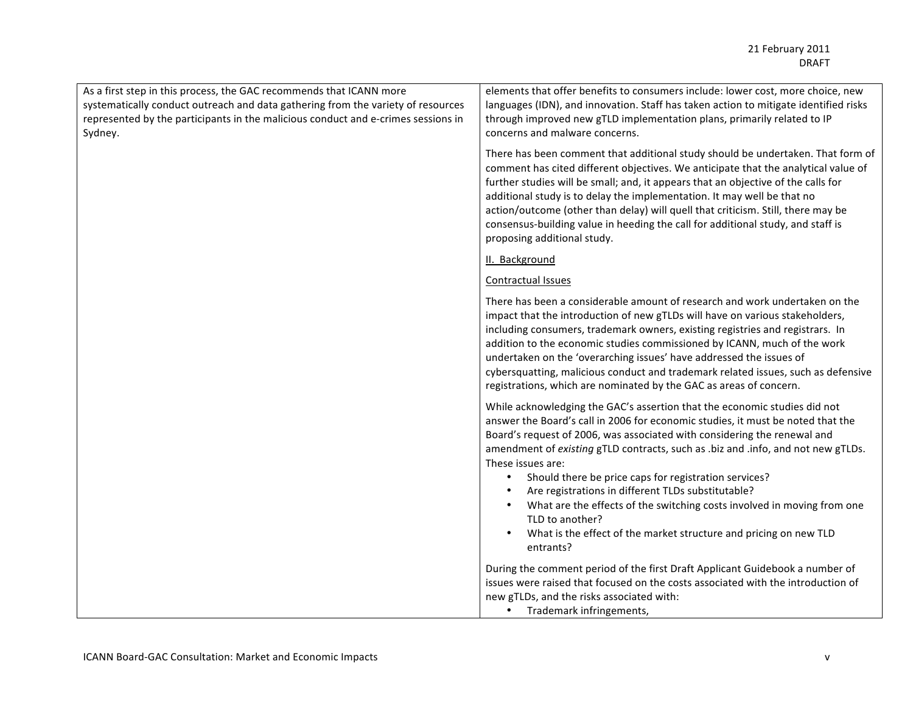| | |
|---|---|
| As a first step in this process, the GAC recommends that ICANN more systematically conduct outreach and data gathering from the variety of resources represented by the participants in the malicious conduct and e-crimes sessions in Sydney. | elements that offer benefits to consumers include: lower cost, more choice, new languages (IDN), and innovation. Staff has taken action to mitigate identified risks through improved new gTLD implementation plans, primarily related to IP concerns and malware concerns.<br><br>There has been comment that additional study should be undertaken. That form of comment has cited different objectives. We anticipate that the analytical value of further studies will be small; and, it appears that an objective of the calls for additional study is to delay the implementation. It may well be that no action/outcome (other than delay) will quell that criticism. Still, there may be consensus-building value in heeding the call for additional study, and staff is proposing additional study.<br><br><u>II. Background</u><br><br><u>Contractual Issues</u><br><br>There has been a considerable amount of research and work undertaken on the impact that the introduction of new gTLDs will have on various stakeholders, including consumers, trademark owners, existing registries and registrars. In addition to the economic studies commissioned by ICANN, much of the work undertaken on the 'overarching issues' have addressed the issues of cybersquatting, malicious conduct and trademark related issues, such as defensive registrations, which are nominated by the GAC as areas of concern.<br><br>While acknowledging the GAC's assertion that the economic studies did not answer the Board's call in 2006 for economic studies, it must be noted that the Board's request of 2006, was associated with considering the renewal and amendment of *existing* gTLD contracts, such as .biz and .info, and not new gTLDs. These issues are:<br>• Should there be price caps for registration services?<br>• Are registrations in different TLDs substitutable?<br>• What are the effects of the switching costs involved in moving from one TLD to another?<br>• What is the effect of the market structure and pricing on new TLD entrants?<br><br>During the comment period of the first Draft Applicant Guidebook a number of issues were raised that focused on the costs associated with the introduction of new gTLDs, and the risks associated with:<br>• Trademark infringements, |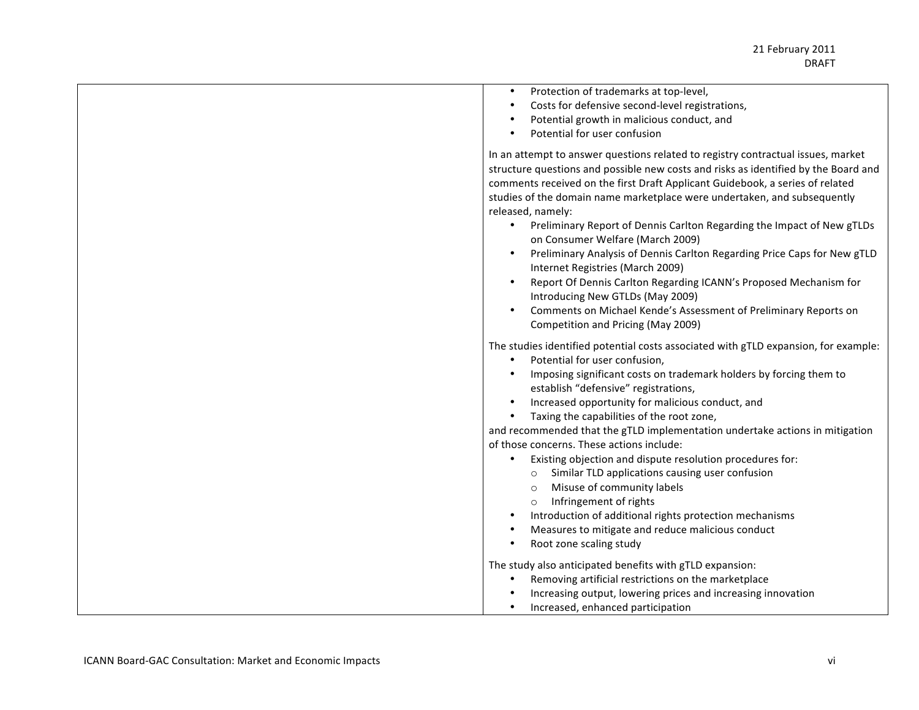| | |
|---|---|
| | • Protection of trademarks at top-level,<br>• Costs for defensive second-level registrations,<br>• Potential growth in malicious conduct, and<br>• Potential for user confusion<br><br>In an attempt to answer questions related to registry contractual issues, market structure questions and possible new costs and risks as identified by the Board and comments received on the first Draft Applicant Guidebook, a series of related studies of the domain name marketplace were undertaken, and subsequently released, namely:<br>• Preliminary Report of Dennis Carlton Regarding the Impact of New gTLDs on Consumer Welfare (March 2009)<br>• Preliminary Analysis of Dennis Carlton Regarding Price Caps for New gTLD Internet Registries (March 2009)<br>• Report Of Dennis Carlton Regarding ICANN's Proposed Mechanism for Introducing New GTLDs (May 2009)<br>• Comments on Michael Kende's Assessment of Preliminary Reports on Competition and Pricing (May 2009)<br><br>The studies identified potential costs associated with gTLD expansion, for example:<br>• Potential for user confusion,<br>• Imposing significant costs on trademark holders by forcing them to establish "defensive" registrations,<br>• Increased opportunity for malicious conduct, and<br>• Taxing the capabilities of the root zone,<br>and recommended that the gTLD implementation undertake actions in mitigation of those concerns. These actions include:<br>• Existing objection and dispute resolution procedures for:<br>&nbsp;&nbsp;&nbsp;&nbsp;o Similar TLD applications causing user confusion<br>&nbsp;&nbsp;&nbsp;&nbsp;o Misuse of community labels<br>&nbsp;&nbsp;&nbsp;&nbsp;o Infringement of rights<br>• Introduction of additional rights protection mechanisms<br>• Measures to mitigate and reduce malicious conduct<br>• Root zone scaling study<br><br>The study also anticipated benefits with gTLD expansion:<br>• Removing artificial restrictions on the marketplace<br>• Increasing output, lowering prices and increasing innovation<br>• Increased, enhanced participation |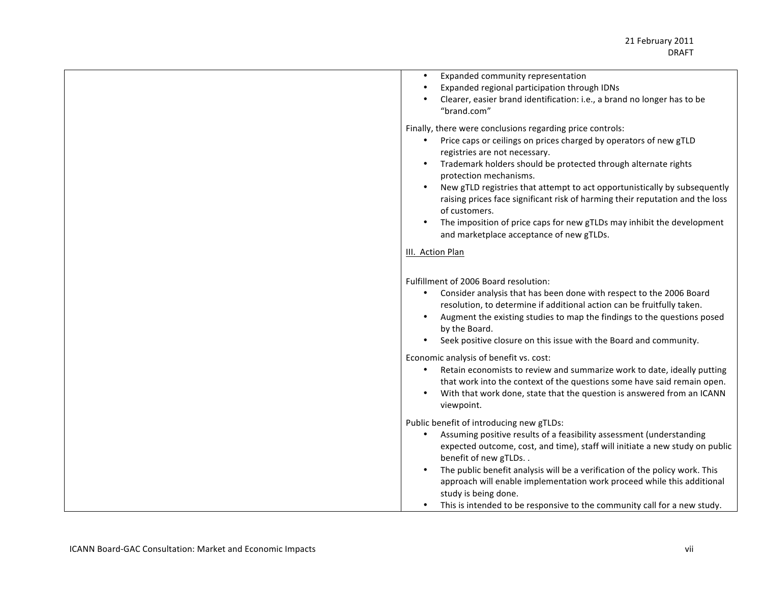- Expanded community representation
- Expanded regional participation through IDNs
- Clearer, easier brand identification: i.e., a brand no longer has to be "brand.com"

Finally, there were conclusions regarding price controls:

- Price caps or ceilings on prices charged by operators of new gTLD registries are not necessary.
- Trademark holders should be protected through alternate rights protection mechanisms.
- New gTLD registries that attempt to act opportunistically by subsequently raising prices face significant risk of harming their reputation and the loss of customers.
- The imposition of price caps for new gTLDs may inhibit the development and marketplace acceptance of new gTLDs.

<u>III. Action Plan</u>

Fulfillment of 2006 Board resolution:

- Consider analysis that has been done with respect to the 2006 Board resolution, to determine if additional action can be fruitfully taken.
- Augment the existing studies to map the findings to the questions posed by the Board.
- Seek positive closure on this issue with the Board and community.

Economic analysis of benefit vs. cost:

- Retain economists to review and summarize work to date, ideally putting that work into the context of the questions some have said remain open.
- With that work done, state that the question is answered from an ICANN viewpoint.

Public benefit of introducing new gTLDs:

- Assuming positive results of a feasibility assessment (understanding expected outcome, cost, and time), staff will initiate a new study on public benefit of new gTLDs. .
- The public benefit analysis will be a verification of the policy work. This approach will enable implementation work proceed while this additional study is being done.
- This is intended to be responsive to the community call for a new study.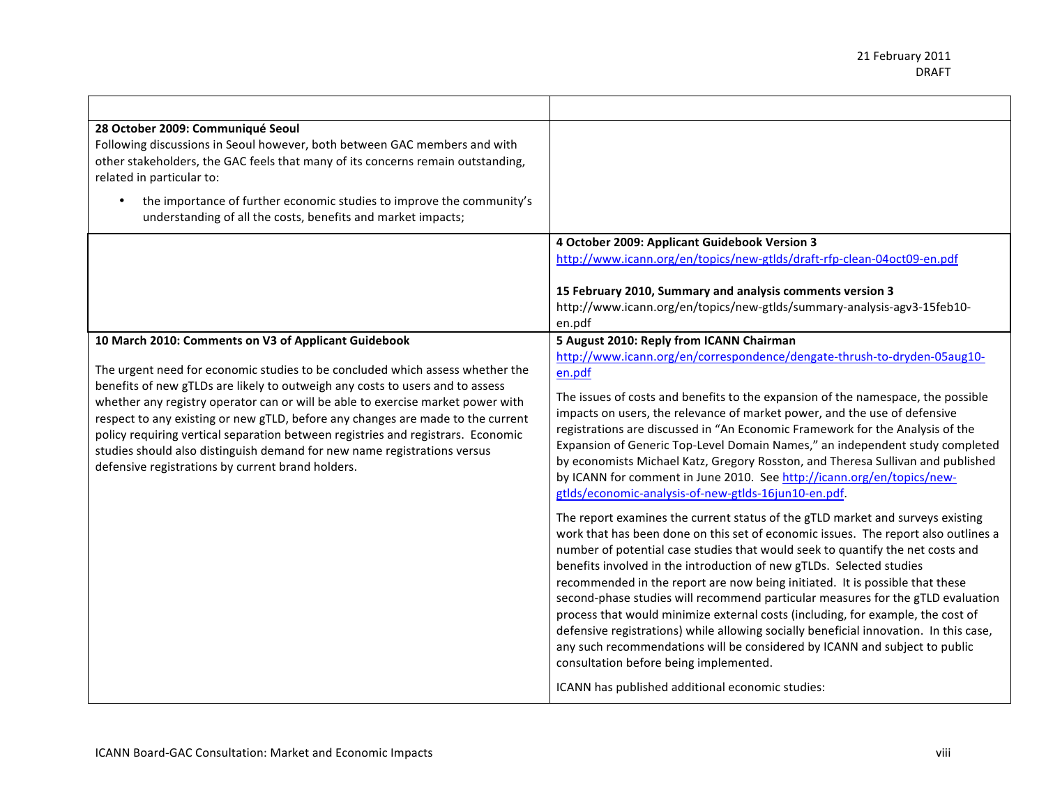| | |
|---|---|
| **28 October 2009: Communiqué Seoul**<br>Following discussions in Seoul however, both between GAC members and with other stakeholders, the GAC feels that many of its concerns remain outstanding, related in particular to:<br>• the importance of further economic studies to improve the community's understanding of all the costs, benefits and market impacts; | |
| | **4 October 2009: Applicant Guidebook Version 3**<br>http://www.icann.org/en/topics/new-gtlds/draft-rfp-clean-04oct09-en.pdf<br><br>**15 February 2010, Summary and analysis comments version 3**<br>http://www.icann.org/en/topics/new-gtlds/summary-analysis-agv3-15feb10-en.pdf |
| **10 March 2010: Comments on V3 of Applicant Guidebook**<br><br>The urgent need for economic studies to be concluded which assess whether the benefits of new gTLDs are likely to outweigh any costs to users and to assess whether any registry operator can or will be able to exercise market power with respect to any existing or new gTLD, before any changes are made to the current policy requiring vertical separation between registries and registrars. Economic studies should also distinguish demand for new name registrations versus defensive registrations by current brand holders. | **5 August 2010: Reply from ICANN Chairman**<br>http://www.icann.org/en/correspondence/dengate-thrush-to-dryden-05aug10-en.pdf<br><br>The issues of costs and benefits to the expansion of the namespace, the possible impacts on users, the relevance of market power, and the use of defensive registrations are discussed in "An Economic Framework for the Analysis of the Expansion of Generic Top-Level Domain Names," an independent study completed by economists Michael Katz, Gregory Rosston, and Theresa Sullivan and published by ICANN for comment in June 2010. See http://icann.org/en/topics/new-gtlds/economic-analysis-of-new-gtlds-16jun10-en.pdf.<br><br>The report examines the current status of the gTLD market and surveys existing work that has been done on this set of economic issues. The report also outlines a number of potential case studies that would seek to quantify the net costs and benefits involved in the introduction of new gTLDs. Selected studies recommended in the report are now being initiated. It is possible that these second-phase studies will recommend particular measures for the gTLD evaluation process that would minimize external costs (including, for example, the cost of defensive registrations) while allowing socially beneficial innovation. In this case, any such recommendations will be considered by ICANN and subject to public consultation before being implemented.<br><br>ICANN has published additional economic studies: |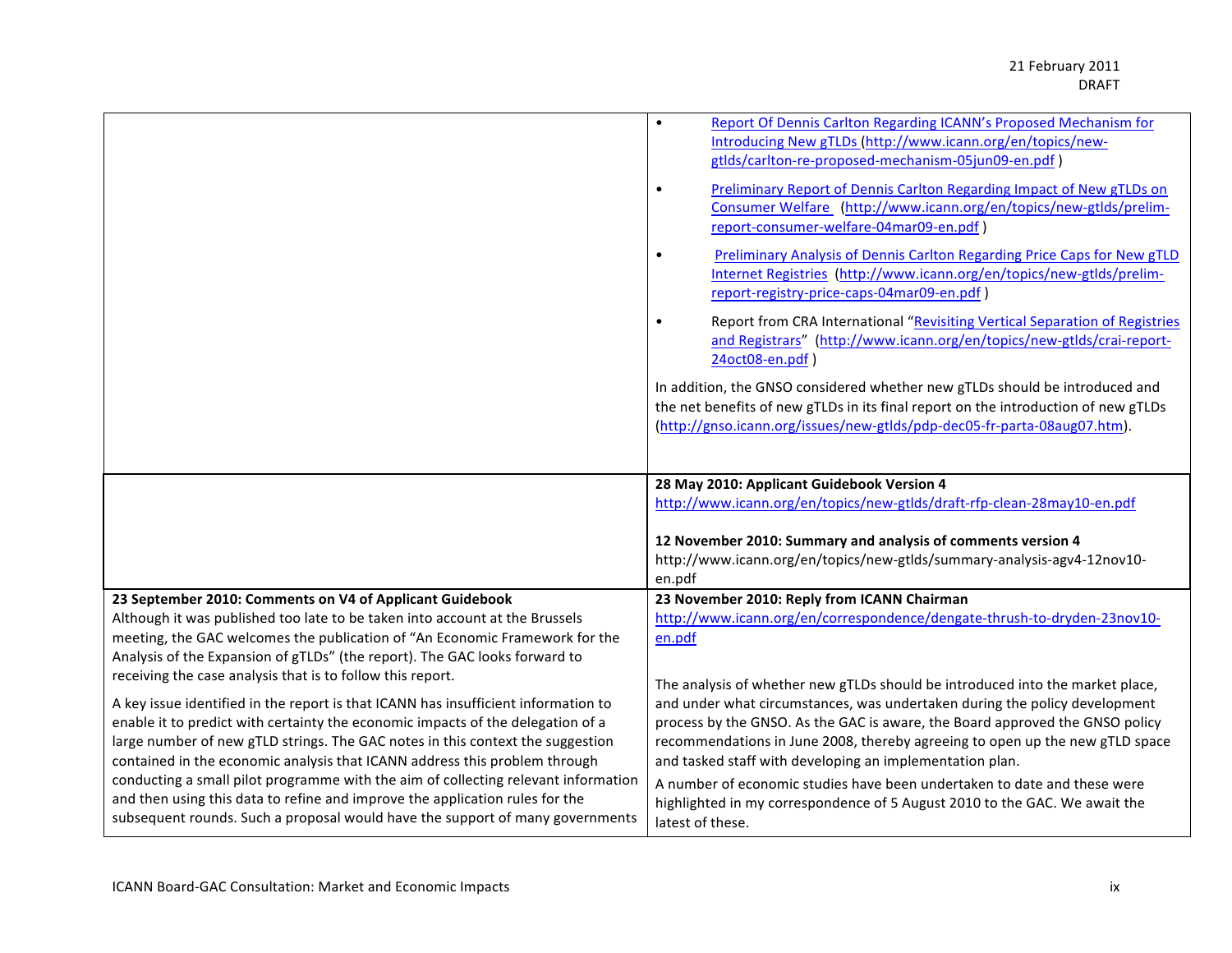| | |
|---|---|
| | • [Report Of Dennis Carlton Regarding ICANN's Proposed Mechanism for Introducing New gTLDs](http://www.icann.org/en/topics/new-gtlds/carlton-re-proposed-mechanism-05jun09-en.pdf) (http://www.icann.org/en/topics/new-gtlds/carlton-re-proposed-mechanism-05jun09-en.pdf )<br><br>• [Preliminary Report of Dennis Carlton Regarding Impact of New gTLDs on Consumer Welfare](http://www.icann.org/en/topics/new-gtlds/prelim-report-consumer-welfare-04mar09-en.pdf) (http://www.icann.org/en/topics/new-gtlds/prelim-report-consumer-welfare-04mar09-en.pdf )<br><br>• [Preliminary Analysis of Dennis Carlton Regarding Price Caps for New gTLD Internet Registries](http://www.icann.org/en/topics/new-gtlds/prelim-report-registry-price-caps-04mar09-en.pdf) (http://www.icann.org/en/topics/new-gtlds/prelim-report-registry-price-caps-04mar09-en.pdf )<br><br>• Report from CRA International "[Revisiting Vertical Separation of Registries and Registrars](http://www.icann.org/en/topics/new-gtlds/crai-report-24oct08-en.pdf)" (http://www.icann.org/en/topics/new-gtlds/crai-report-24oct08-en.pdf )<br><br>In addition, the GNSO considered whether new gTLDs should be introduced and the net benefits of new gTLDs in its final report on the introduction of new gTLDs (http://gnso.icann.org/issues/new-gtlds/pdp-dec05-fr-parta-08aug07.htm). |
| | **28 May 2010: Applicant Guidebook Version 4**<br>http://www.icann.org/en/topics/new-gtlds/draft-rfp-clean-28may10-en.pdf<br><br>**12 November 2010: Summary and analysis of comments version 4**<br>http://www.icann.org/en/topics/new-gtlds/summary-analysis-agv4-12nov10-en.pdf |
| **23 September 2010: Comments on V4 of Applicant Guidebook**<br>Although it was published too late to be taken into account at the Brussels meeting, the GAC welcomes the publication of "An Economic Framework for the Analysis of the Expansion of gTLDs" (the report). The GAC looks forward to receiving the case analysis that is to follow this report.<br><br>A key issue identified in the report is that ICANN has insufficient information to enable it to predict with certainty the economic impacts of the delegation of a large number of new gTLD strings. The GAC notes in this context the suggestion contained in the economic analysis that ICANN address this problem through conducting a small pilot programme with the aim of collecting relevant information and then using this data to refine and improve the application rules for the subsequent rounds. Such a proposal would have the support of many governments | **23 November 2010: Reply from ICANN Chairman**<br>http://www.icann.org/en/correspondence/dengate-thrush-to-dryden-23nov10-en.pdf<br><br>The analysis of whether new gTLDs should be introduced into the market place, and under what circumstances, was undertaken during the policy development process by the GNSO. As the GAC is aware, the Board approved the GNSO policy recommendations in June 2008, thereby agreeing to open up the new gTLD space and tasked staff with developing an implementation plan.<br><br>A number of economic studies have been undertaken to date and these were highlighted in my correspondence of 5 August 2010 to the GAC. We await the latest of these. |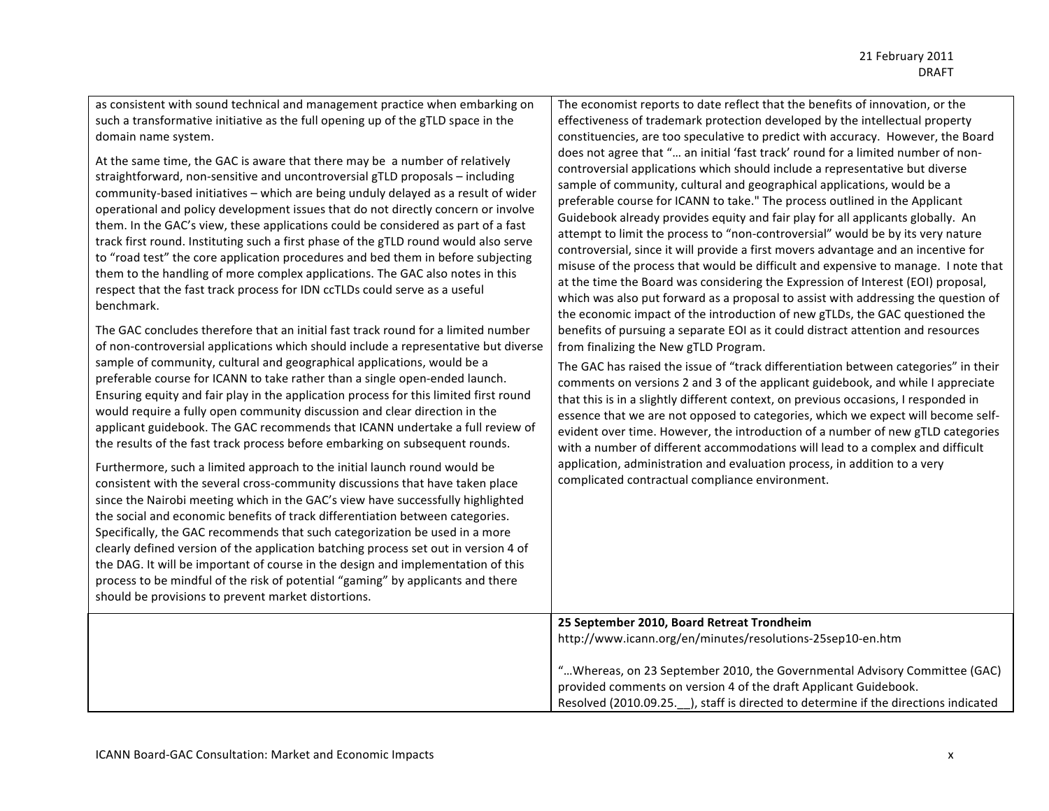| | |
|---|---|
| as consistent with sound technical and management practice when embarking on such a transformative initiative as the full opening up of the gTLD space in the domain name system.<br><br>At the same time, the GAC is aware that there may be a number of relatively straightforward, non-sensitive and uncontroversial gTLD proposals – including community-based initiatives – which are being unduly delayed as a result of wider operational and policy development issues that do not directly concern or involve them. In the GAC's view, these applications could be considered as part of a fast track first round. Instituting such a first phase of the gTLD round would also serve to "road test" the core application procedures and bed them in before subjecting them to the handling of more complex applications. The GAC also notes in this respect that the fast track process for IDN ccTLDs could serve as a useful benchmark.<br><br>The GAC concludes therefore that an initial fast track round for a limited number of non-controversial applications which should include a representative but diverse sample of community, cultural and geographical applications, would be a preferable course for ICANN to take rather than a single open-ended launch. Ensuring equity and fair play in the application process for this limited first round would require a fully open community discussion and clear direction in the applicant guidebook. The GAC recommends that ICANN undertake a full review of the results of the fast track process before embarking on subsequent rounds.<br><br>Furthermore, such a limited approach to the initial launch round would be consistent with the several cross-community discussions that have taken place since the Nairobi meeting which in the GAC's view have successfully highlighted the social and economic benefits of track differentiation between categories. Specifically, the GAC recommends that such categorization be used in a more clearly defined version of the application batching process set out in version 4 of the DAG. It will be important of course in the design and implementation of this process to be mindful of the risk of potential "gaming" by applicants and there should be provisions to prevent market distortions. | The economist reports to date reflect that the benefits of innovation, or the effectiveness of trademark protection developed by the intellectual property constituencies, are too speculative to predict with accuracy. However, the Board does not agree that "… an initial 'fast track' round for a limited number of non-controversial applications which should include a representative but diverse sample of community, cultural and geographical applications, would be a preferable course for ICANN to take." The process outlined in the Applicant Guidebook already provides equity and fair play for all applicants globally. An attempt to limit the process to "non-controversial" would be by its very nature controversial, since it will provide a first movers advantage and an incentive for misuse of the process that would be difficult and expensive to manage. I note that at the time the Board was considering the Expression of Interest (EOI) proposal, which was also put forward as a proposal to assist with addressing the question of the economic impact of the introduction of new gTLDs, the GAC questioned the benefits of pursuing a separate EOI as it could distract attention and resources from finalizing the New gTLD Program.<br><br>The GAC has raised the issue of "track differentiation between categories" in their comments on versions 2 and 3 of the applicant guidebook, and while I appreciate that this is in a slightly different context, on previous occasions, I responded in essence that we are not opposed to categories, which we expect will become self-evident over time. However, the introduction of a number of new gTLD categories with a number of different accommodations will lead to a complex and difficult application, administration and evaluation process, in addition to a very complicated contractual compliance environment. |
| | **25 September 2010, Board Retreat Trondheim**<br>http://www.icann.org/en/minutes/resolutions-25sep10-en.htm<br><br>"…Whereas, on 23 September 2010, the Governmental Advisory Committee (GAC) provided comments on version 4 of the draft Applicant Guidebook.<br>Resolved (2010.09.25.__), staff is directed to determine if the directions indicated |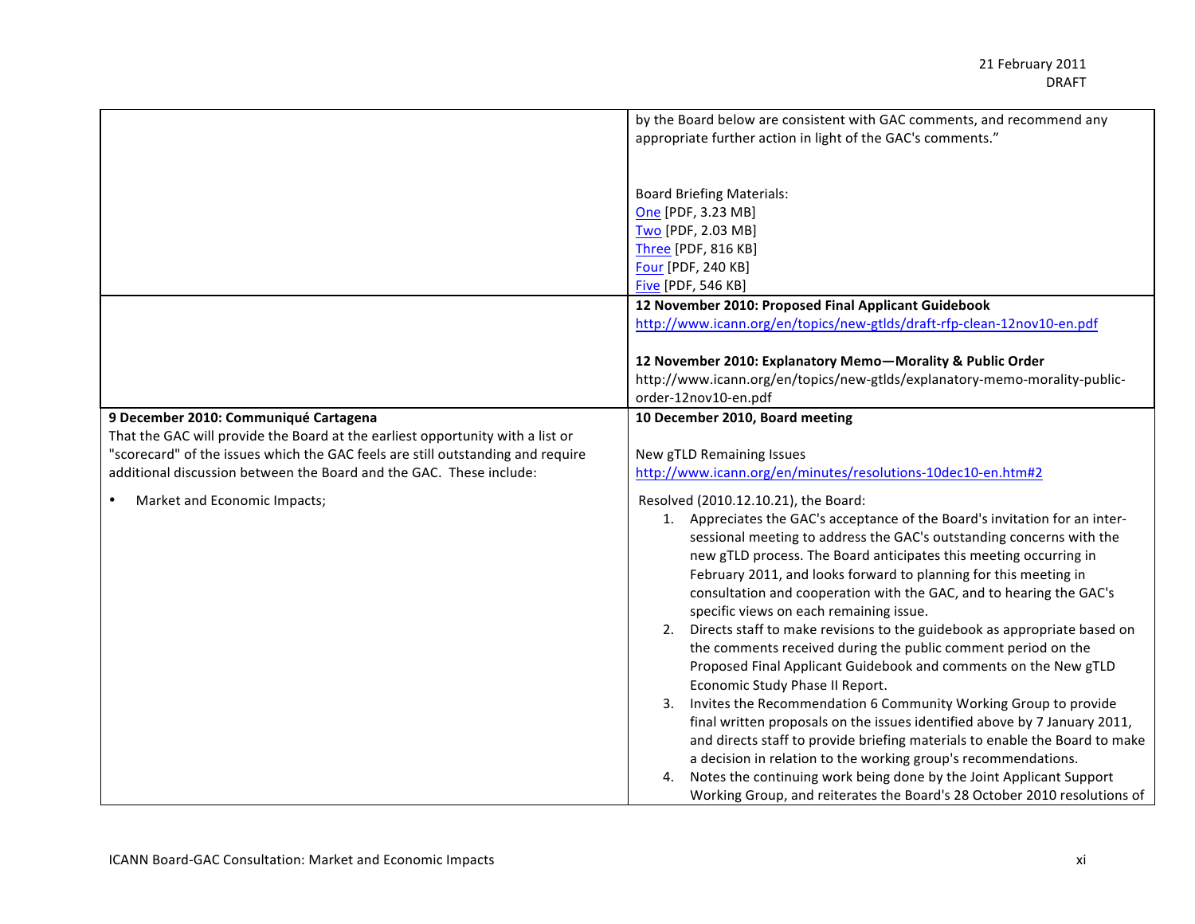|  |  |
|---|---|
|  | by the Board below are consistent with GAC comments, and recommend any appropriate further action in light of the GAC's comments."<br><br>Board Briefing Materials:<br>One [PDF, 3.23 MB]<br>Two [PDF, 2.03 MB]<br>Three [PDF, 816 KB]<br>Four [PDF, 240 KB]<br>Five [PDF, 546 KB] |
|  | **12 November 2010: Proposed Final Applicant Guidebook**<br>http://www.icann.org/en/topics/new-gtlds/draft-rfp-clean-12nov10-en.pdf<br><br>**12 November 2010: Explanatory Memo—Morality & Public Order**<br>http://www.icann.org/en/topics/new-gtlds/explanatory-memo-morality-public-order-12nov10-en.pdf |
| **9 December 2010: Communiqué Cartagena**<br>That the GAC will provide the Board at the earliest opportunity with a list or "scorecard" of the issues which the GAC feels are still outstanding and require additional discussion between the Board and the GAC. These include:<br><br>• Market and Economic Impacts; | **10 December 2010, Board meeting**<br><br>New gTLD Remaining Issues<br>http://www.icann.org/en/minutes/resolutions-10dec10-en.htm#2<br><br>Resolved (2010.12.10.21), the Board:<br>1. Appreciates the GAC's acceptance of the Board's invitation for an inter-sessional meeting to address the GAC's outstanding concerns with the new gTLD process. The Board anticipates this meeting occurring in February 2011, and looks forward to planning for this meeting in consultation and cooperation with the GAC, and to hearing the GAC's specific views on each remaining issue.<br>2. Directs staff to make revisions to the guidebook as appropriate based on the comments received during the public comment period on the Proposed Final Applicant Guidebook and comments on the New gTLD Economic Study Phase II Report.<br>3. Invites the Recommendation 6 Community Working Group to provide final written proposals on the issues identified above by 7 January 2011, and directs staff to provide briefing materials to enable the Board to make a decision in relation to the working group's recommendations.<br>4. Notes the continuing work being done by the Joint Applicant Support Working Group, and reiterates the Board's 28 October 2010 resolutions of |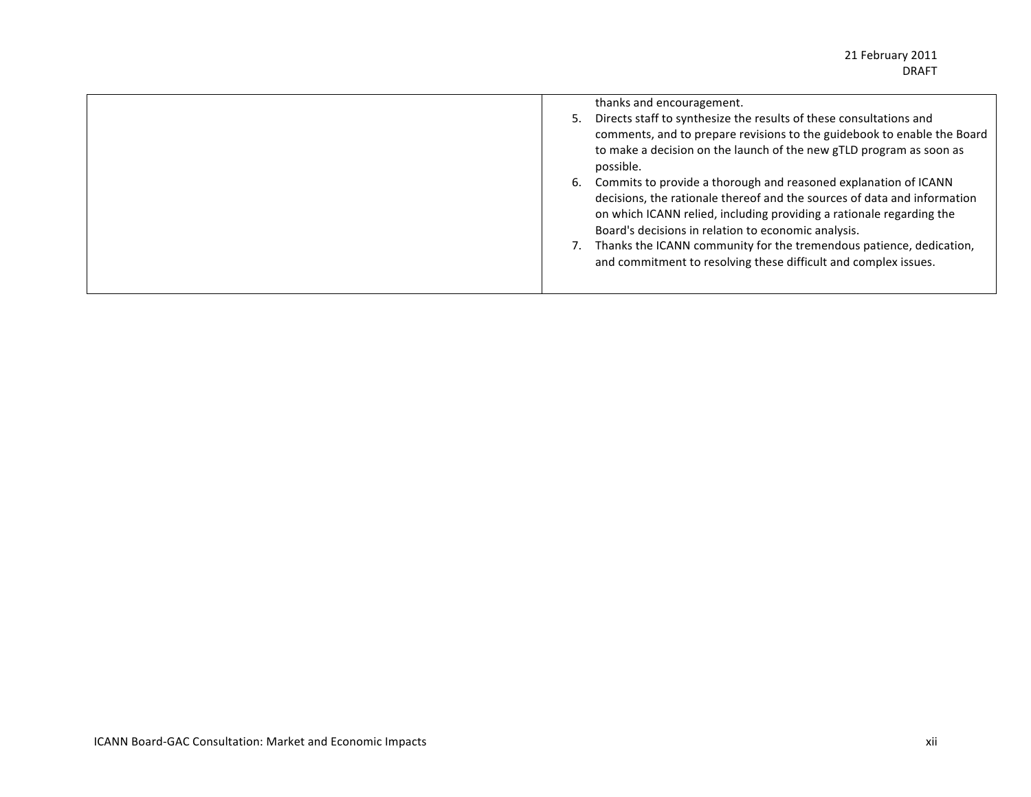| | |
|---|---|
| | thanks and encouragement.<br>5. Directs staff to synthesize the results of these consultations and comments, and to prepare revisions to the guidebook to enable the Board to make a decision on the launch of the new gTLD program as soon as possible.<br>6. Commits to provide a thorough and reasoned explanation of ICANN decisions, the rationale thereof and the sources of data and information on which ICANN relied, including providing a rationale regarding the Board's decisions in relation to economic analysis.<br>7. Thanks the ICANN community for the tremendous patience, dedication, and commitment to resolving these difficult and complex issues. |